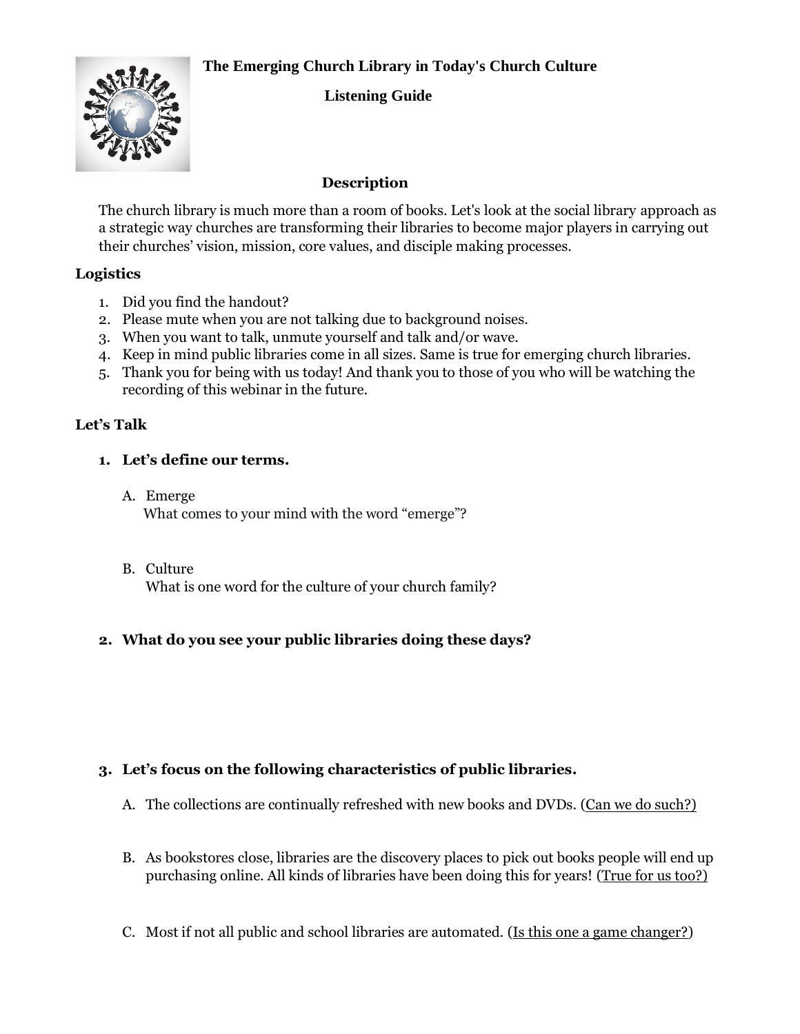# The Emerging Church Library in Today's Church Culture

## Listening Guide

### Description

The church library is much more than a room of books. Let's look at the social library approach as a strategic way churches are transforming their libraries to become major players in carrying out their churches' vision, mission, core values, and disciple making processes.

### Logistics

1. Did you find the handout?
2. Please mute when you are not talking due to background noises.
3. When you want to talk, unmute yourself and talk and/or wave.
4. Keep in mind public libraries come in all sizes. Same is true for emerging church libraries.
5. Thank you for being with us today! And thank you to those of you who will be watching the recording of this webinar in the future.

### Let's Talk

1. **Let's define our terms.**

   A. Emerge
   What comes to your mind with the word "emerge"?

   B. Culture
   What is one word for the culture of your church family?

2. **What do you see your public libraries doing these days?**

3. **Let's focus on the following characteristics of public libraries.**

   A. The collections are continually refreshed with new books and DVDs. (Can we do such?)

   B. As bookstores close, libraries are the discovery places to pick out books people will end up purchasing online. All kinds of libraries have been doing this for years! (True for us too?)

   C. Most if not all public and school libraries are automated. (Is this one a game changer?)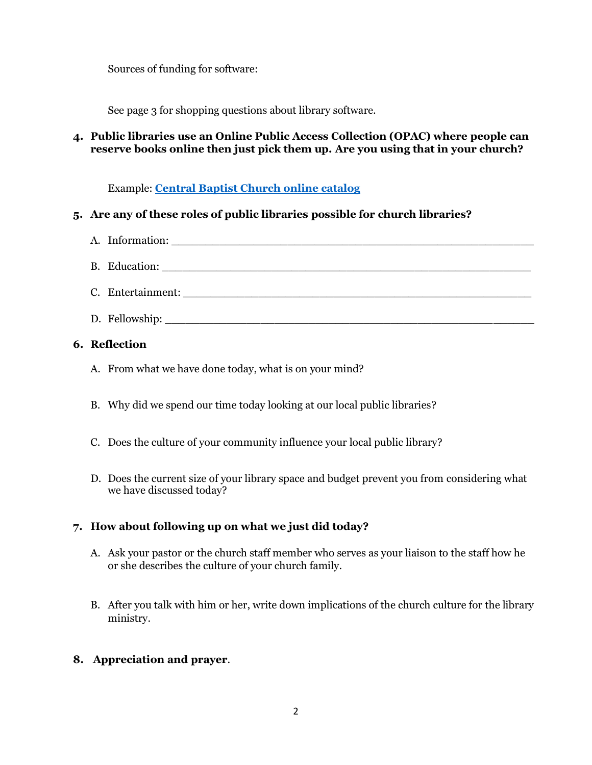Sources of funding for software:

See page 3 for shopping questions about library software.

**4. Public libraries use an Online Public Access Collection (OPAC) where people can reserve books online then just pick them up. Are you using that in your church?**

Example: **Central Baptist Church online catalog**

**5. Are any of these roles of public libraries possible for church libraries?**

A. Information: ______________________________________________________

B. Education: ______________________________________________________

C. Entertainment: ____________________________________________________

D. Fellowship: ______________________________________________________

**6. Reflection**

A. From what we have done today, what is on your mind?

B. Why did we spend our time today looking at our local public libraries?

C. Does the culture of your community influence your local public library?

D. Does the current size of your library space and budget prevent you from considering what we have discussed today?

**7. How about following up on what we just did today?**

A. Ask your pastor or the church staff member who serves as your liaison to the staff how he or she describes the culture of your church family.

B. After you talk with him or her, write down implications of the church culture for the library ministry.

**8. Appreciation and prayer**.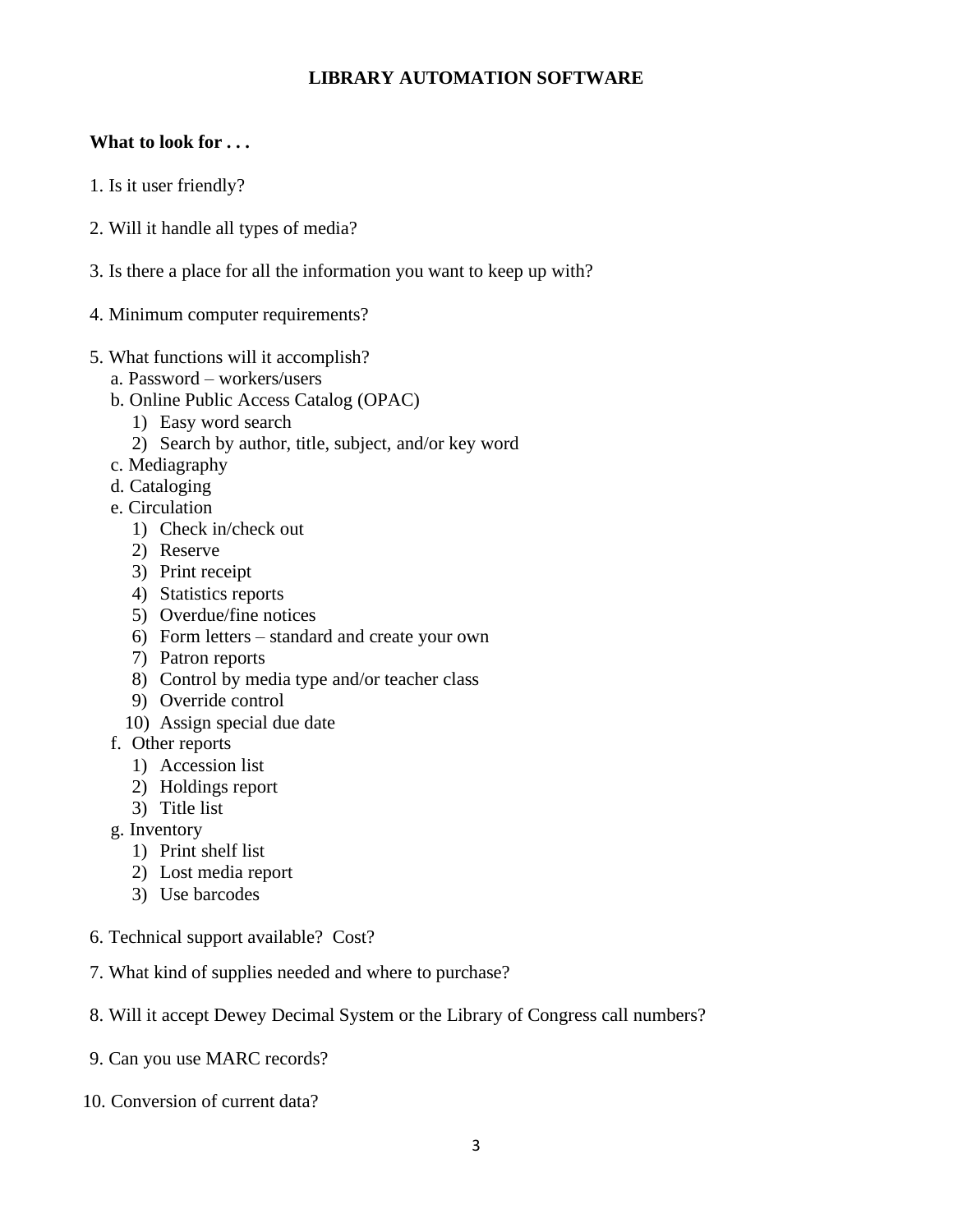# LIBRARY AUTOMATION SOFTWARE

**What to look for . . .**

1. Is it user friendly?

2. Will it handle all types of media?

3. Is there a place for all the information you want to keep up with?

4. Minimum computer requirements?

5. What functions will it accomplish?
   a. Password – workers/users
   b. Online Public Access Catalog (OPAC)
      1) Easy word search
      2) Search by author, title, subject, and/or key word
   c. Mediagraphy
   d. Cataloging
   e. Circulation
      1) Check in/check out
      2) Reserve
      3) Print receipt
      4) Statistics reports
      5) Overdue/fine notices
      6) Form letters – standard and create your own
      7) Patron reports
      8) Control by media type and/or teacher class
      9) Override control
      10) Assign special due date
   f. Other reports
      1) Accession list
      2) Holdings report
      3) Title list
   g. Inventory
      1) Print shelf list
      2) Lost media report
      3) Use barcodes

6. Technical support available? Cost?

7. What kind of supplies needed and where to purchase?

8. Will it accept Dewey Decimal System or the Library of Congress call numbers?

9. Can you use MARC records?

10. Conversion of current data?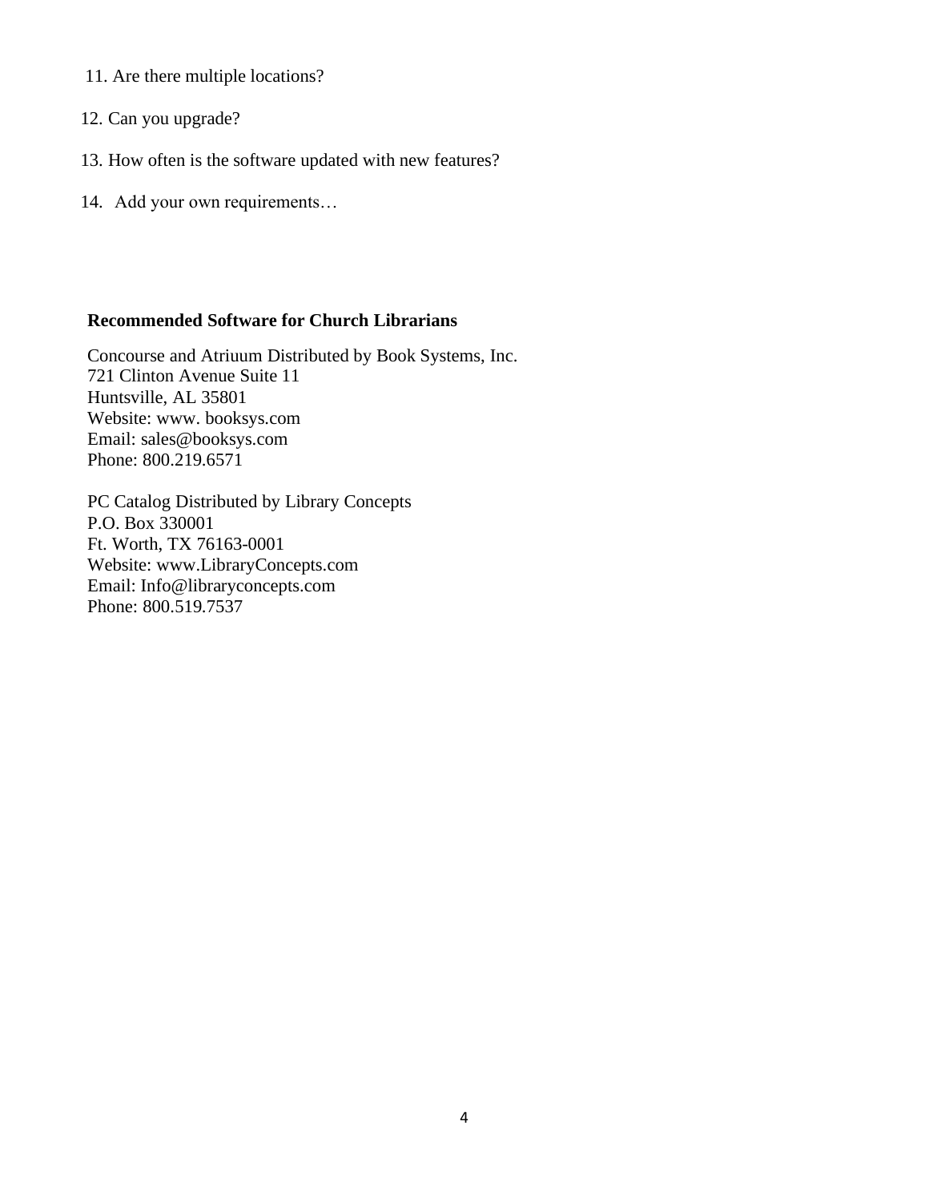11. Are there multiple locations?
12. Can you upgrade?
13. How often is the software updated with new features?
14. Add your own requirements…

**Recommended Software for Church Librarians**

Concourse and Atriuum Distributed by Book Systems, Inc.
721 Clinton Avenue Suite 11
Huntsville, AL 35801
Website: www. booksys.com
Email: sales@booksys.com
Phone: 800.219.6571

PC Catalog Distributed by Library Concepts
P.O. Box 330001
Ft. Worth, TX 76163-0001
Website: www.LibraryConcepts.com
Email: Info@libraryconcepts.com
Phone: 800.519.7537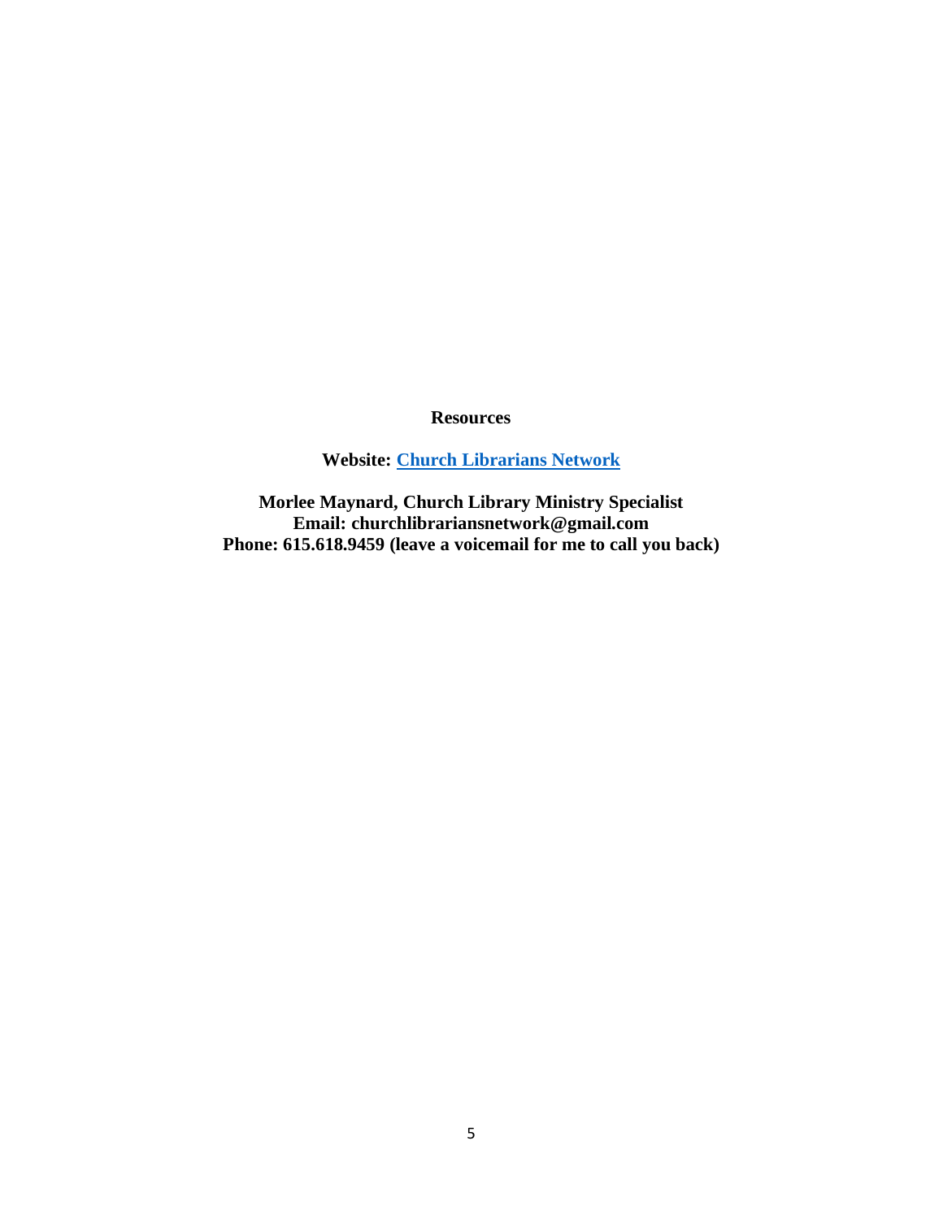**Resources**

**Website: [Church Librarians Network]**

**Morlee Maynard, Church Library Ministry Specialist**
**Email: churchlibrariansnetwork@gmail.com**
**Phone: 615.618.9459 (leave a voicemail for me to call you back)**